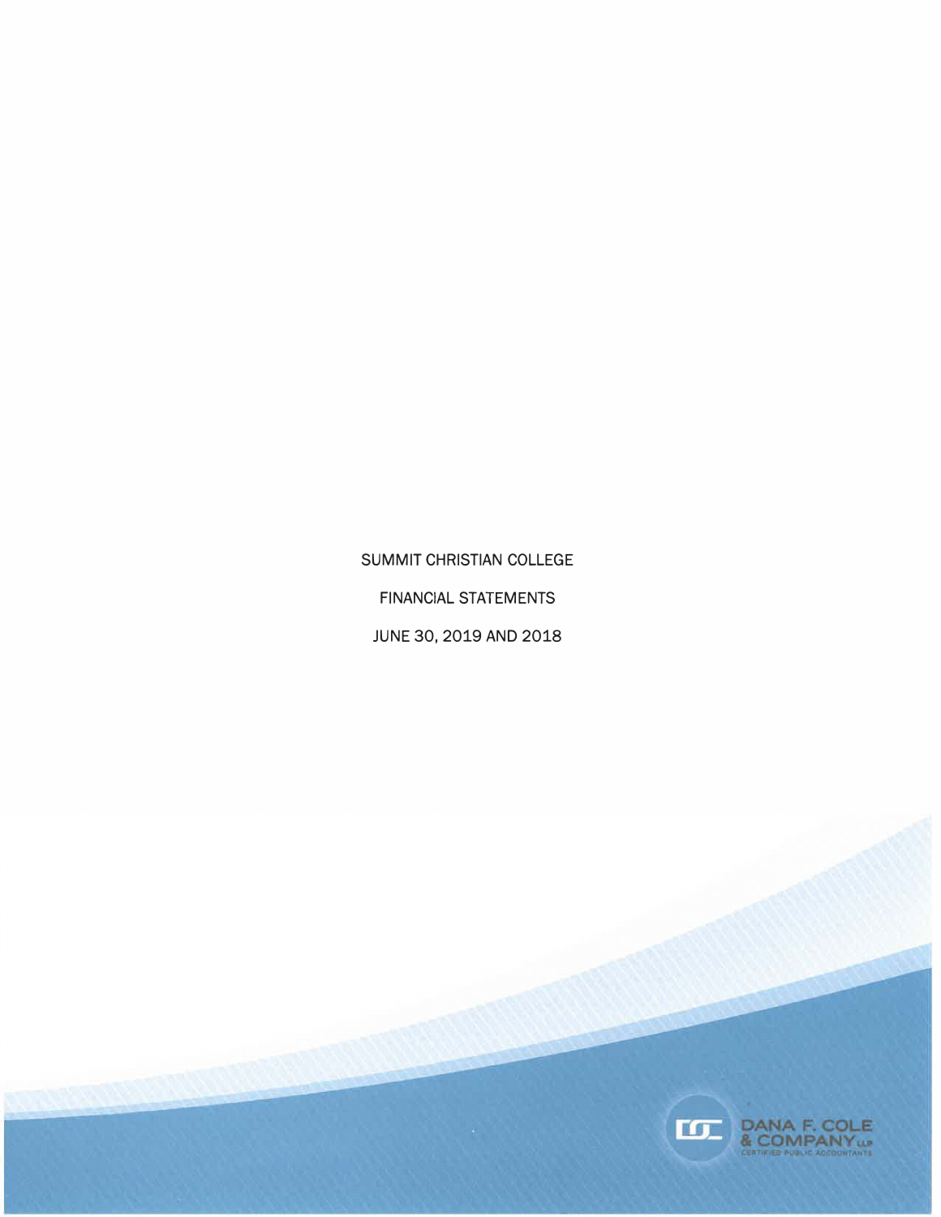SUMMIT CHRISTIAN COLLEGE

FINANCIAL STATEMENTS

JUNE 30, 2019 AND 2018

DANA F. COLE & COMPANY LLP
CERTIFIED PUBLIC ACCOUNTANTS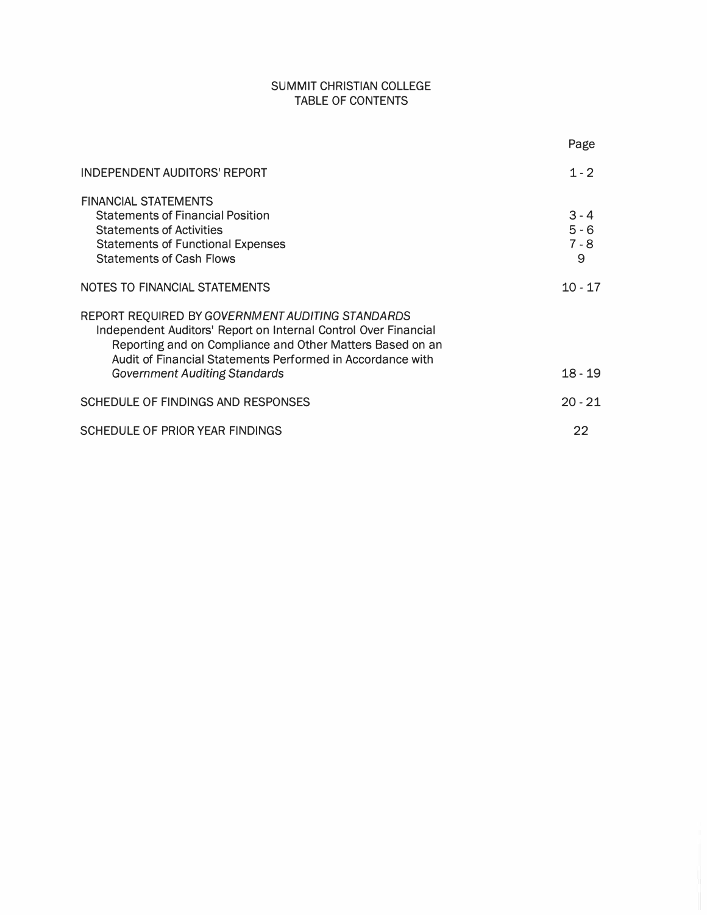# SUMMIT CHRISTIAN COLLEGE
## TABLE OF CONTENTS

| | Page |
|---|---|
| INDEPENDENT AUDITORS' REPORT | 1 - 2 |
| FINANCIAL STATEMENTS | |
| Statements of Financial Position | 3 - 4 |
| Statements of Activities | 5 - 6 |
| Statements of Functional Expenses | 7 - 8 |
| Statements of Cash Flows | 9 |
| NOTES TO FINANCIAL STATEMENTS | 10 - 17 |
| REPORT REQUIRED BY *GOVERNMENT AUDITING STANDARDS* | |
| Independent Auditors' Report on Internal Control Over Financial Reporting and on Compliance and Other Matters Based on an Audit of Financial Statements Performed in Accordance with *Government Auditing Standards* | 18 - 19 |
| SCHEDULE OF FINDINGS AND RESPONSES | 20 - 21 |
| SCHEDULE OF PRIOR YEAR FINDINGS | 22 |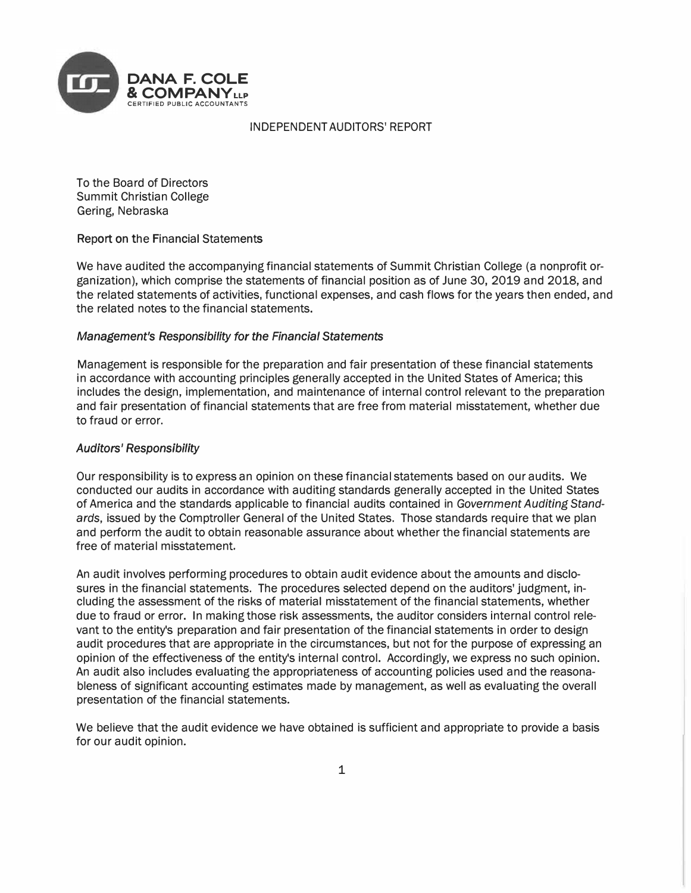DANA F. COLE & COMPANY LLP
CERTIFIED PUBLIC ACCOUNTANTS

# INDEPENDENT AUDITORS' REPORT

To the Board of Directors
Summit Christian College
Gering, Nebraska

## Report on the Financial Statements

We have audited the accompanying financial statements of Summit Christian College (a nonprofit organization), which comprise the statements of financial position as of June 30, 2019 and 2018, and the related statements of activities, functional expenses, and cash flows for the years then ended, and the related notes to the financial statements.

### *Management's Responsibility for the Financial Statements*

Management is responsible for the preparation and fair presentation of these financial statements in accordance with accounting principles generally accepted in the United States of America; this includes the design, implementation, and maintenance of internal control relevant to the preparation and fair presentation of financial statements that are free from material misstatement, whether due to fraud or error.

### *Auditors' Responsibility*

Our responsibility is to express an opinion on these financial statements based on our audits. We conducted our audits in accordance with auditing standards generally accepted in the United States of America and the standards applicable to financial audits contained in *Government Auditing Standards*, issued by the Comptroller General of the United States. Those standards require that we plan and perform the audit to obtain reasonable assurance about whether the financial statements are free of material misstatement.

An audit involves performing procedures to obtain audit evidence about the amounts and disclosures in the financial statements. The procedures selected depend on the auditors' judgment, including the assessment of the risks of material misstatement of the financial statements, whether due to fraud or error. In making those risk assessments, the auditor considers internal control relevant to the entity's preparation and fair presentation of the financial statements in order to design audit procedures that are appropriate in the circumstances, but not for the purpose of expressing an opinion of the effectiveness of the entity's internal control. Accordingly, we express no such opinion. An audit also includes evaluating the appropriateness of accounting policies used and the reasonableness of significant accounting estimates made by management, as well as evaluating the overall presentation of the financial statements.

We believe that the audit evidence we have obtained is sufficient and appropriate to provide a basis for our audit opinion.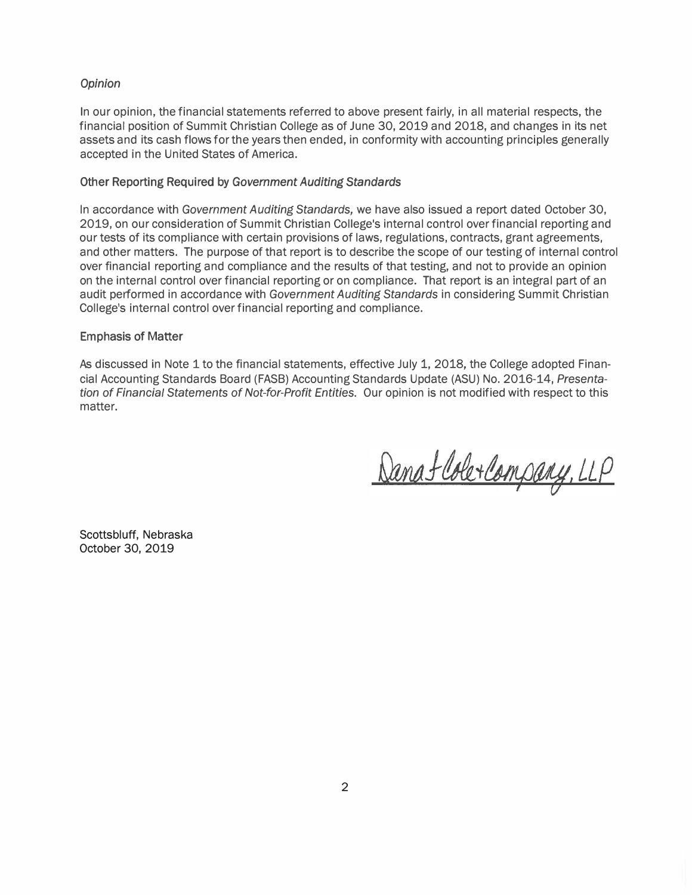*Opinion*

In our opinion, the financial statements referred to above present fairly, in all material respects, the financial position of Summit Christian College as of June 30, 2019 and 2018, and changes in its net assets and its cash flows for the years then ended, in conformity with accounting principles generally accepted in the United States of America.

### Other Reporting Required by *Government Auditing Standards*

In accordance with *Government Auditing Standards,* we have also issued a report dated October 30, 2019, on our consideration of Summit Christian College's internal control over financial reporting and our tests of its compliance with certain provisions of laws, regulations, contracts, grant agreements, and other matters. The purpose of that report is to describe the scope of our testing of internal control over financial reporting and compliance and the results of that testing, and not to provide an opinion on the internal control over financial reporting or on compliance. That report is an integral part of an audit performed in accordance with *Government Auditing Standards* in considering Summit Christian College's internal control over financial reporting and compliance.

### Emphasis of Matter

As discussed in Note 1 to the financial statements, effective July 1, 2018, the College adopted Financial Accounting Standards Board (FASB) Accounting Standards Update (ASU) No. 2016-14, *Presentation of Financial Statements of Not-for-Profit Entities*. Our opinion is not modified with respect to this matter.

Dana F. Cole + Company, LLP

Scottsbluff, Nebraska
October 30, 2019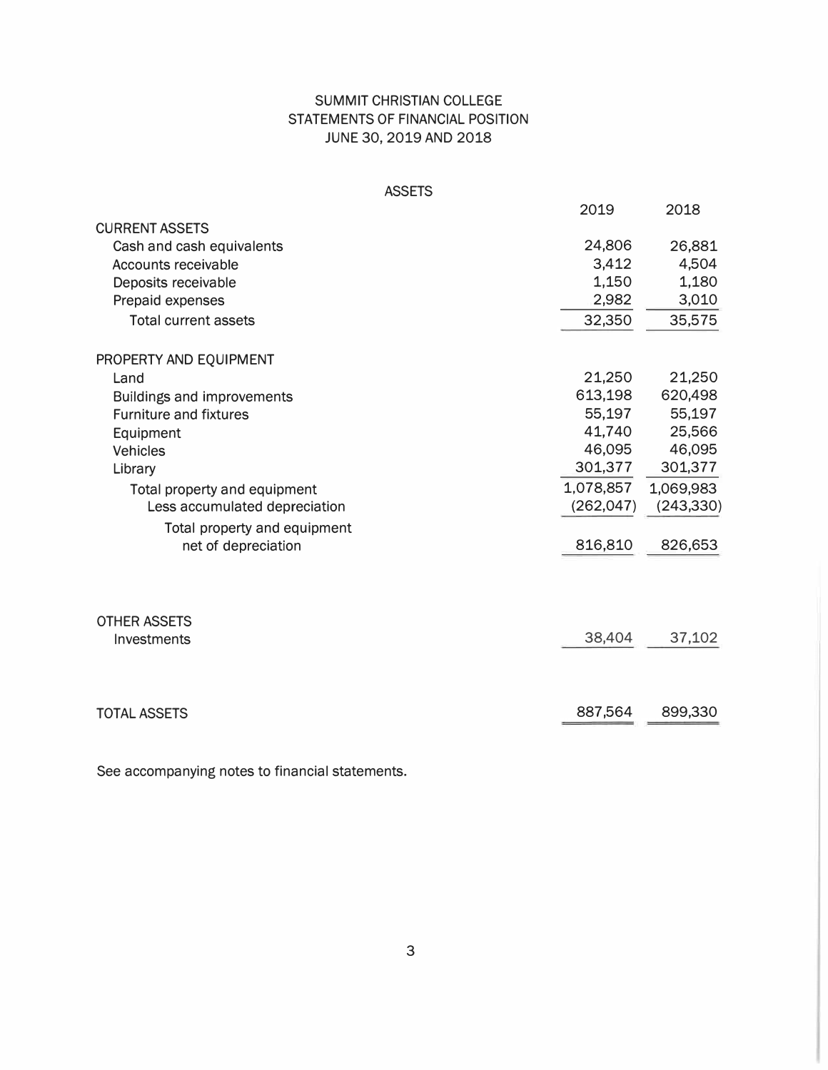# SUMMIT CHRISTIAN COLLEGE
## STATEMENTS OF FINANCIAL POSITION
### JUNE 30, 2019 AND 2018

#### ASSETS

| | 2019 | 2018 |
|---|---|---|
| **CURRENT ASSETS** | | |
| Cash and cash equivalents | 24,806 | 26,881 |
| Accounts receivable | 3,412 | 4,504 |
| Deposits receivable | 1,150 | 1,180 |
| Prepaid expenses | 2,982 | 3,010 |
| Total current assets | 32,350 | 35,575 |
| **PROPERTY AND EQUIPMENT** | | |
| Land | 21,250 | 21,250 |
| Buildings and improvements | 613,198 | 620,498 |
| Furniture and fixtures | 55,197 | 55,197 |
| Equipment | 41,740 | 25,566 |
| Vehicles | 46,095 | 46,095 |
| Library | 301,377 | 301,377 |
| Total property and equipment | 1,078,857 | 1,069,983 |
| Less accumulated depreciation | (262,047) | (243,330) |
| Total property and equipment net of depreciation | 816,810 | 826,653 |
| **OTHER ASSETS** | | |
| Investments | 38,404 | 37,102 |
| **TOTAL ASSETS** | 887,564 | 899,330 |

See accompanying notes to financial statements.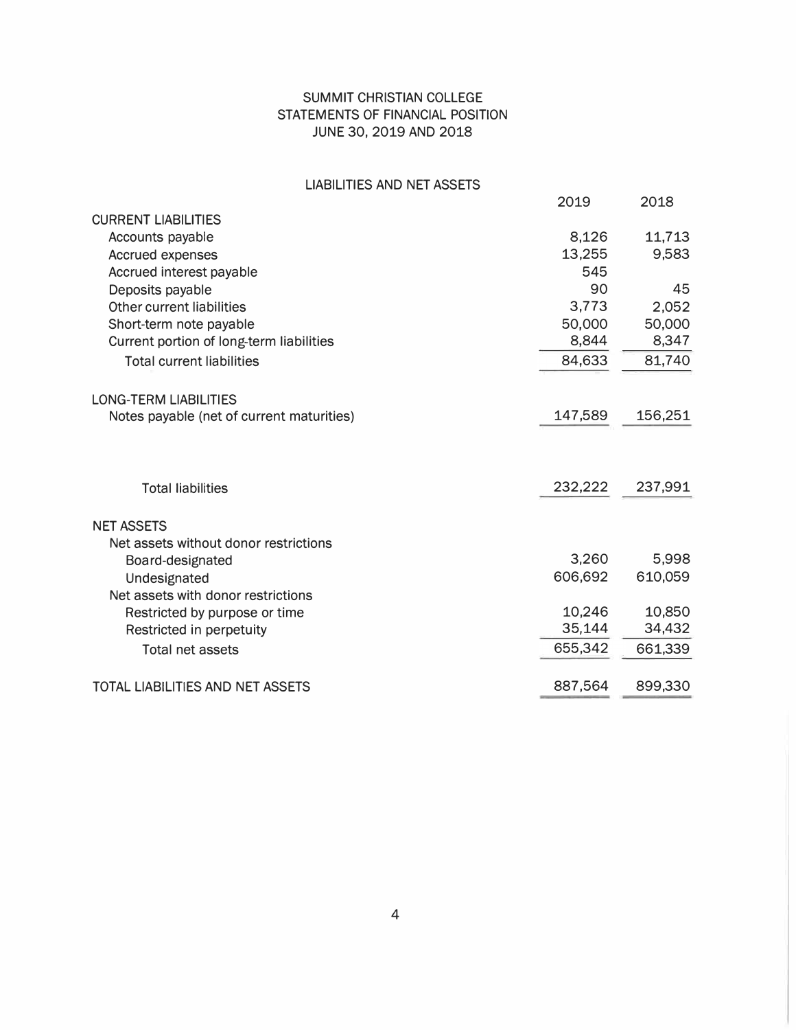# SUMMIT CHRISTIAN COLLEGE
## STATEMENTS OF FINANCIAL POSITION
### JUNE 30, 2019 AND 2018

#### LIABILITIES AND NET ASSETS

| | 2019 | 2018 |
|---|---|---|
| **CURRENT LIABILITIES** | | |
| Accounts payable | 8,126 | 11,713 |
| Accrued expenses | 13,255 | 9,583 |
| Accrued interest payable | 545 | |
| Deposits payable | 90 | 45 |
| Other current liabilities | 3,773 | 2,052 |
| Short-term note payable | 50,000 | 50,000 |
| Current portion of long-term liabilities | 8,844 | 8,347 |
| Total current liabilities | 84,633 | 81,740 |
| **LONG-TERM LIABILITIES** | | |
| Notes payable (net of current maturities) | 147,589 | 156,251 |
| Total liabilities | 232,222 | 237,991 |
| **NET ASSETS** | | |
| Net assets without donor restrictions | | |
| Board-designated | 3,260 | 5,998 |
| Undesignated | 606,692 | 610,059 |
| Net assets with donor restrictions | | |
| Restricted by purpose or time | 10,246 | 10,850 |
| Restricted in perpetuity | 35,144 | 34,432 |
| Total net assets | 655,342 | 661,339 |
| **TOTAL LIABILITIES AND NET ASSETS** | 887,564 | 899,330 |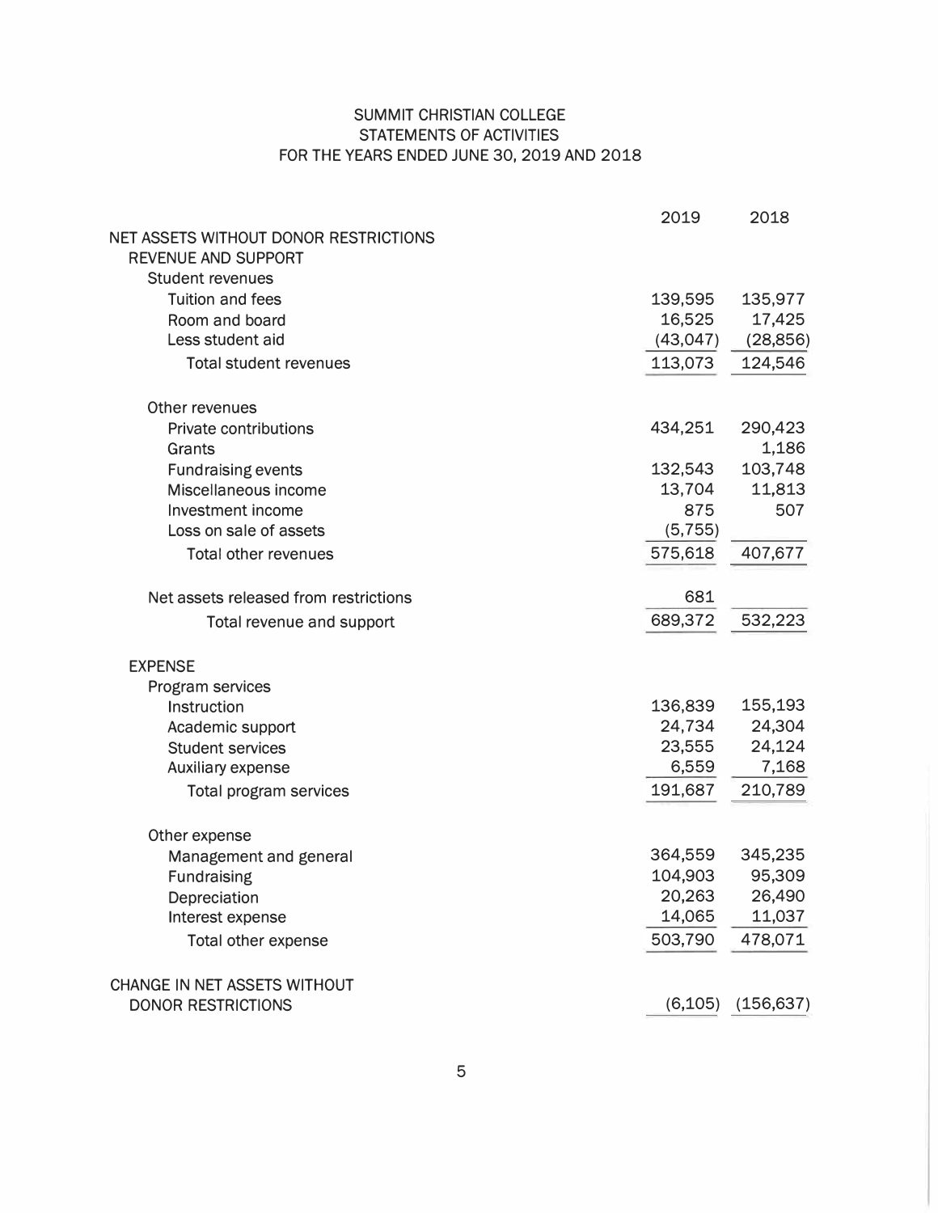# SUMMIT CHRISTIAN COLLEGE
## STATEMENTS OF ACTIVITIES
### FOR THE YEARS ENDED JUNE 30, 2019 AND 2018

| | 2019 | 2018 |
|---|---|---|
| NET ASSETS WITHOUT DONOR RESTRICTIONS | | |
| REVENUE AND SUPPORT | | |
| Student revenues | | |
| Tuition and fees | 139,595 | 135,977 |
| Room and board | 16,525 | 17,425 |
| Less student aid | (43,047) | (28,856) |
| Total student revenues | 113,073 | 124,546 |
| Other revenues | | |
| Private contributions | 434,251 | 290,423 |
| Grants | | 1,186 |
| Fundraising events | 132,543 | 103,748 |
| Miscellaneous income | 13,704 | 11,813 |
| Investment income | 875 | 507 |
| Loss on sale of assets | (5,755) | |
| Total other revenues | 575,618 | 407,677 |
| Net assets released from restrictions | 681 | |
| Total revenue and support | 689,372 | 532,223 |
| EXPENSE | | |
| Program services | | |
| Instruction | 136,839 | 155,193 |
| Academic support | 24,734 | 24,304 |
| Student services | 23,555 | 24,124 |
| Auxiliary expense | 6,559 | 7,168 |
| Total program services | 191,687 | 210,789 |
| Other expense | | |
| Management and general | 364,559 | 345,235 |
| Fundraising | 104,903 | 95,309 |
| Depreciation | 20,263 | 26,490 |
| Interest expense | 14,065 | 11,037 |
| Total other expense | 503,790 | 478,071 |
| CHANGE IN NET ASSETS WITHOUT DONOR RESTRICTIONS | (6,105) | (156,637) |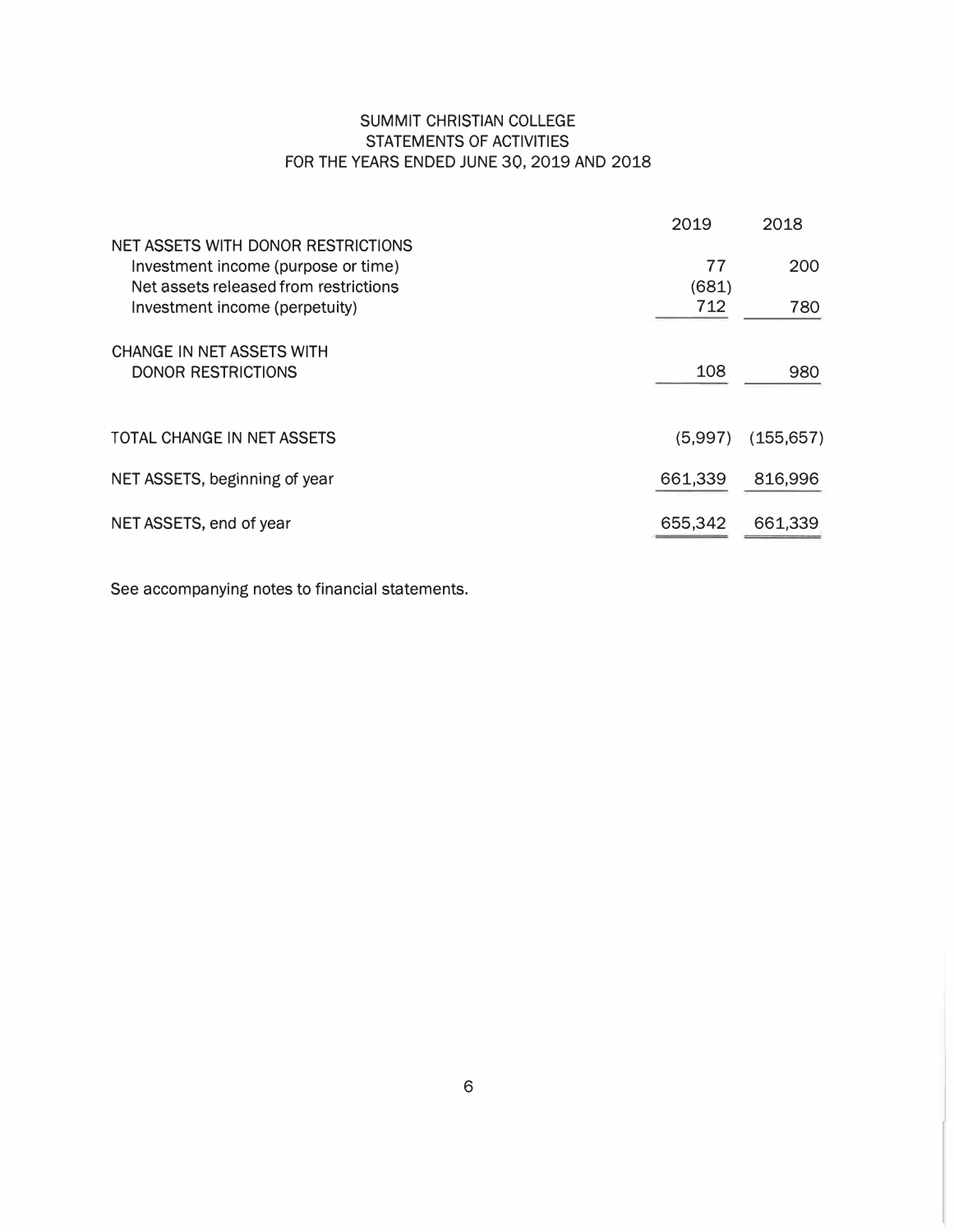SUMMIT CHRISTIAN COLLEGE
STATEMENTS OF ACTIVITIES
FOR THE YEARS ENDED JUNE 30, 2019 AND 2018

| | 2019 | 2018 |
|---|---|---|
| NET ASSETS WITH DONOR RESTRICTIONS | | |
| Investment income (purpose or time) | 77 | 200 |
| Net assets released from restrictions | (681) | |
| Investment income (perpetuity) | 712 | 780 |
| CHANGE IN NET ASSETS WITH DONOR RESTRICTIONS | 108 | 980 |
| TOTAL CHANGE IN NET ASSETS | (5,997) | (155,657) |
| NET ASSETS, beginning of year | 661,339 | 816,996 |
| NET ASSETS, end of year | 655,342 | 661,339 |

See accompanying notes to financial statements.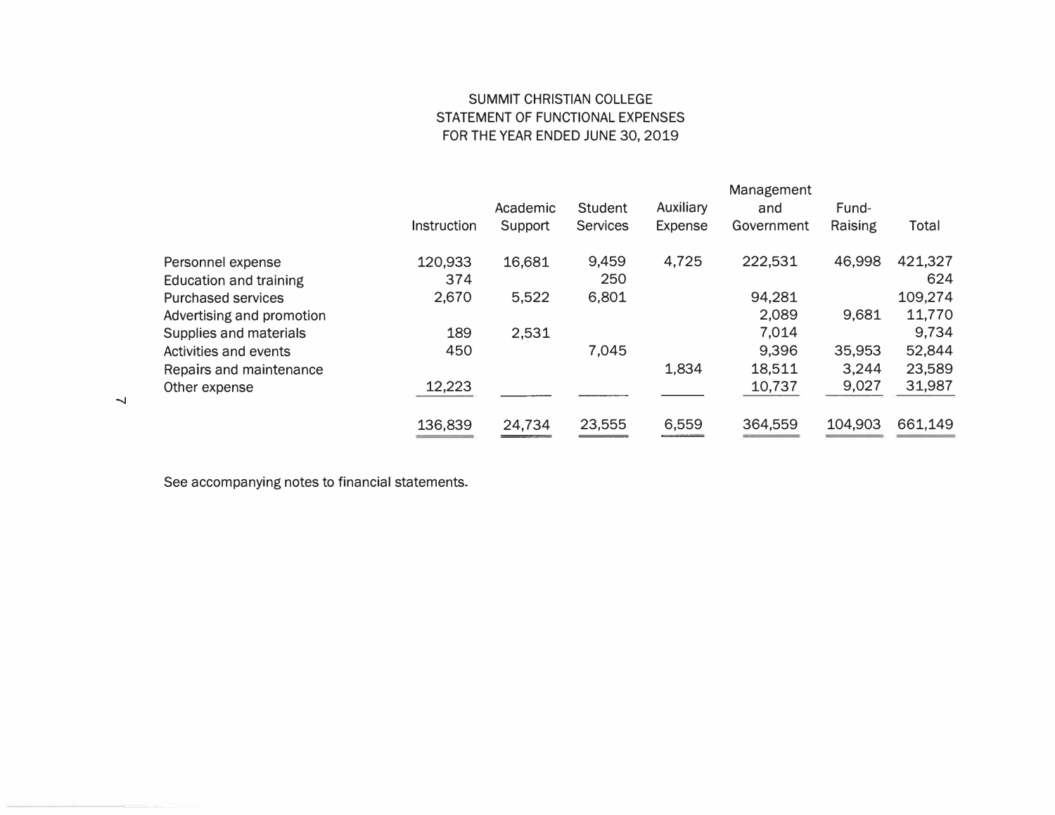# SUMMIT CHRISTIAN COLLEGE
## STATEMENT OF FUNCTIONAL EXPENSES
## FOR THE YEAR ENDED JUNE 30, 2019

| | Instruction | Academic Support | Student Services | Auxiliary Expense | Management and Government | Fund-Raising | Total |
|---|---|---|---|---|---|---|---|
| Personnel expense | 120,933 | 16,681 | 9,459 | 4,725 | 222,531 | 46,998 | 421,327 |
| Education and training | 374 | | 250 | | | | 624 |
| Purchased services | 2,670 | 5,522 | 6,801 | | 94,281 | | 109,274 |
| Advertising and promotion | | | | | 2,089 | 9,681 | 11,770 |
| Supplies and materials | 189 | 2,531 | | | 7,014 | | 9,734 |
| Activities and events | 450 | | 7,045 | | 9,396 | 35,953 | 52,844 |
| Repairs and maintenance | | | | 1,834 | 18,511 | 3,244 | 23,589 |
| Other expense | 12,223 | | | | 10,737 | 9,027 | 31,987 |
| | 136,839 | 24,734 | 23,555 | 6,559 | 364,559 | 104,903 | 661,149 |

See accompanying notes to financial statements.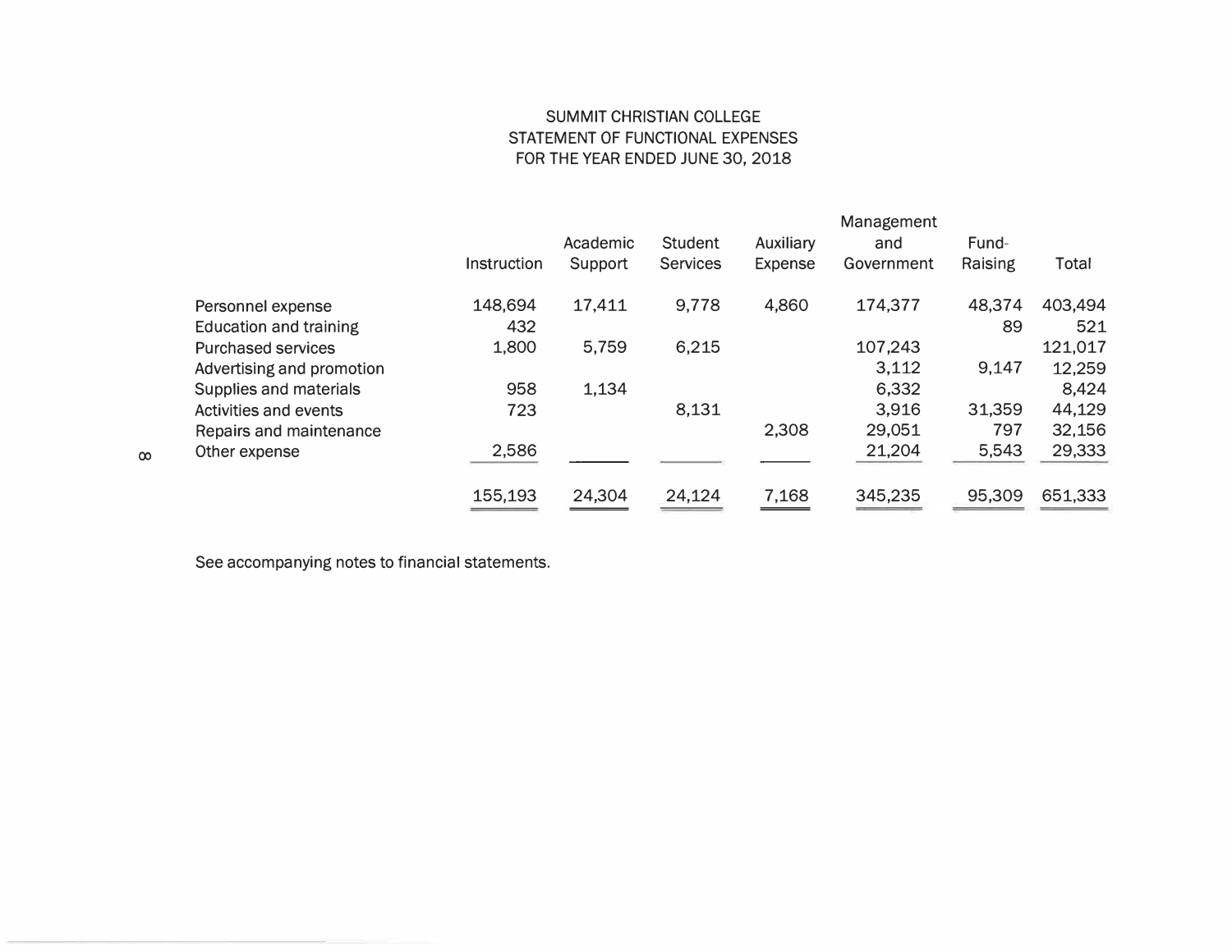# SUMMIT CHRISTIAN COLLEGE
## STATEMENT OF FUNCTIONAL EXPENSES
## FOR THE YEAR ENDED JUNE 30, 2018

| | Instruction | Academic Support | Student Services | Auxiliary Expense | Management and Government | Fund-Raising | Total |
|---|---|---|---|---|---|---|---|
| Personnel expense | 148,694 | 17,411 | 9,778 | 4,860 | 174,377 | 48,374 | 403,494 |
| Education and training | 432 | | | | | 89 | 521 |
| Purchased services | 1,800 | 5,759 | 6,215 | | 107,243 | | 121,017 |
| Advertising and promotion | | | | | 3,112 | 9,147 | 12,259 |
| Supplies and materials | 958 | 1,134 | | | 6,332 | | 8,424 |
| Activities and events | 723 | | 8,131 | | 3,916 | 31,359 | 44,129 |
| Repairs and maintenance | | | | 2,308 | 29,051 | 797 | 32,156 |
| Other expense | 2,586 | | | | 21,204 | 5,543 | 29,333 |
| | 155,193 | 24,304 | 24,124 | 7,168 | 345,235 | 95,309 | 651,333 |

See accompanying notes to financial statements.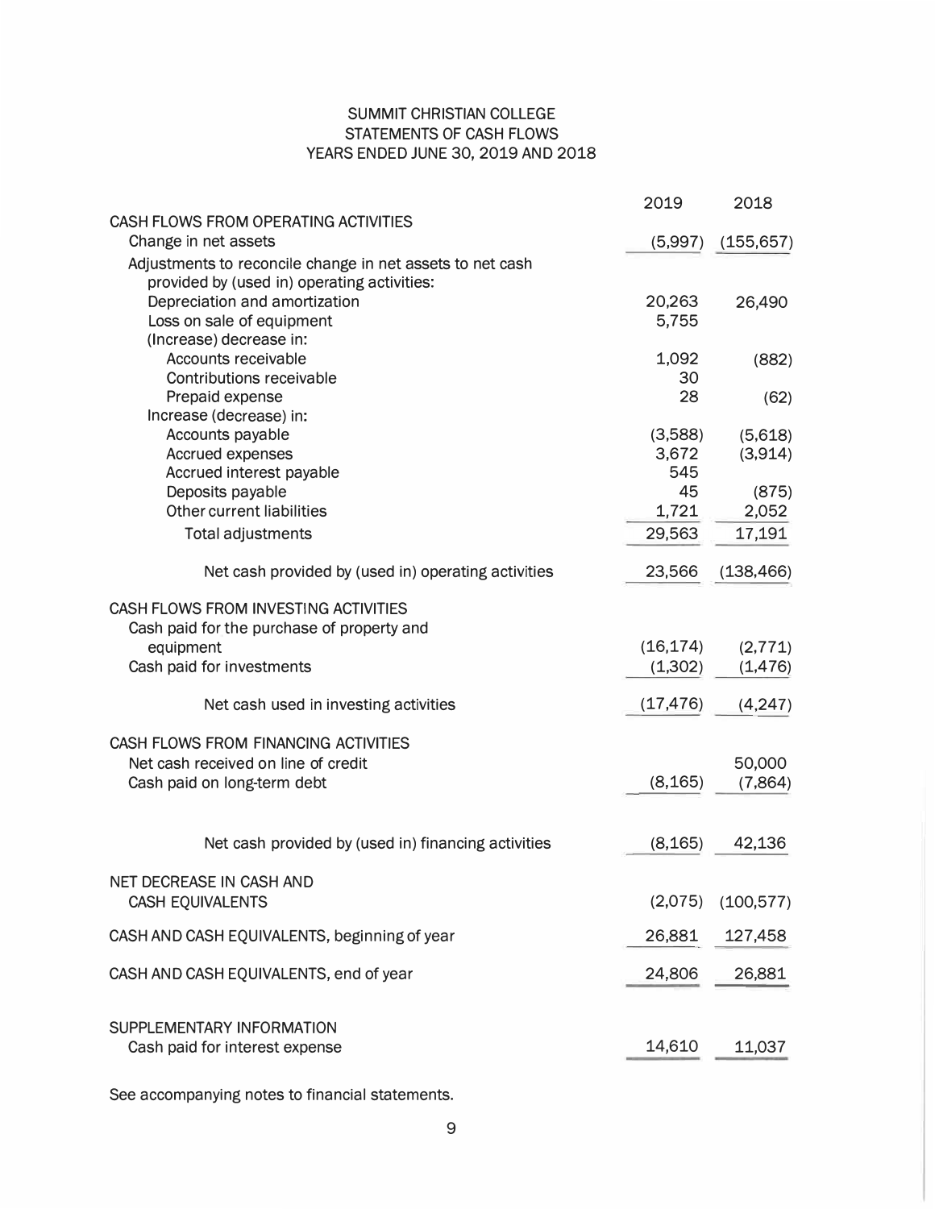# SUMMIT CHRISTIAN COLLEGE
## STATEMENTS OF CASH FLOWS
### YEARS ENDED JUNE 30, 2019 AND 2018

| | 2019 | 2018 |
|---|---|---|
| **CASH FLOWS FROM OPERATING ACTIVITIES** | | |
| Change in net assets | (5,997) | (155,657) |
| Adjustments to reconcile change in net assets to net cash provided by (used in) operating activities: | | |
| Depreciation and amortization | 20,263 | 26,490 |
| Loss on sale of equipment | 5,755 | |
| (Increase) decrease in: | | |
| Accounts receivable | 1,092 | (882) |
| Contributions receivable | 30 | |
| Prepaid expense | 28 | (62) |
| Increase (decrease) in: | | |
| Accounts payable | (3,588) | (5,618) |
| Accrued expenses | 3,672 | (3,914) |
| Accrued interest payable | 545 | |
| Deposits payable | 45 | (875) |
| Other current liabilities | 1,721 | 2,052 |
| Total adjustments | 29,563 | 17,191 |
| Net cash provided by (used in) operating activities | 23,566 | (138,466) |
| **CASH FLOWS FROM INVESTING ACTIVITIES** | | |
| Cash paid for the purchase of property and equipment | (16,174) | (2,771) |
| Cash paid for investments | (1,302) | (1,476) |
| Net cash used in investing activities | (17,476) | (4,247) |
| **CASH FLOWS FROM FINANCING ACTIVITIES** | | |
| Net cash received on line of credit | | 50,000 |
| Cash paid on long-term debt | (8,165) | (7,864) |
| Net cash provided by (used in) financing activities | (8,165) | 42,136 |
| **NET DECREASE IN CASH AND CASH EQUIVALENTS** | (2,075) | (100,577) |
| **CASH AND CASH EQUIVALENTS, beginning of year** | 26,881 | 127,458 |
| **CASH AND CASH EQUIVALENTS, end of year** | 24,806 | 26,881 |
| **SUPPLEMENTARY INFORMATION** | | |
| Cash paid for interest expense | 14,610 | 11,037 |

See accompanying notes to financial statements.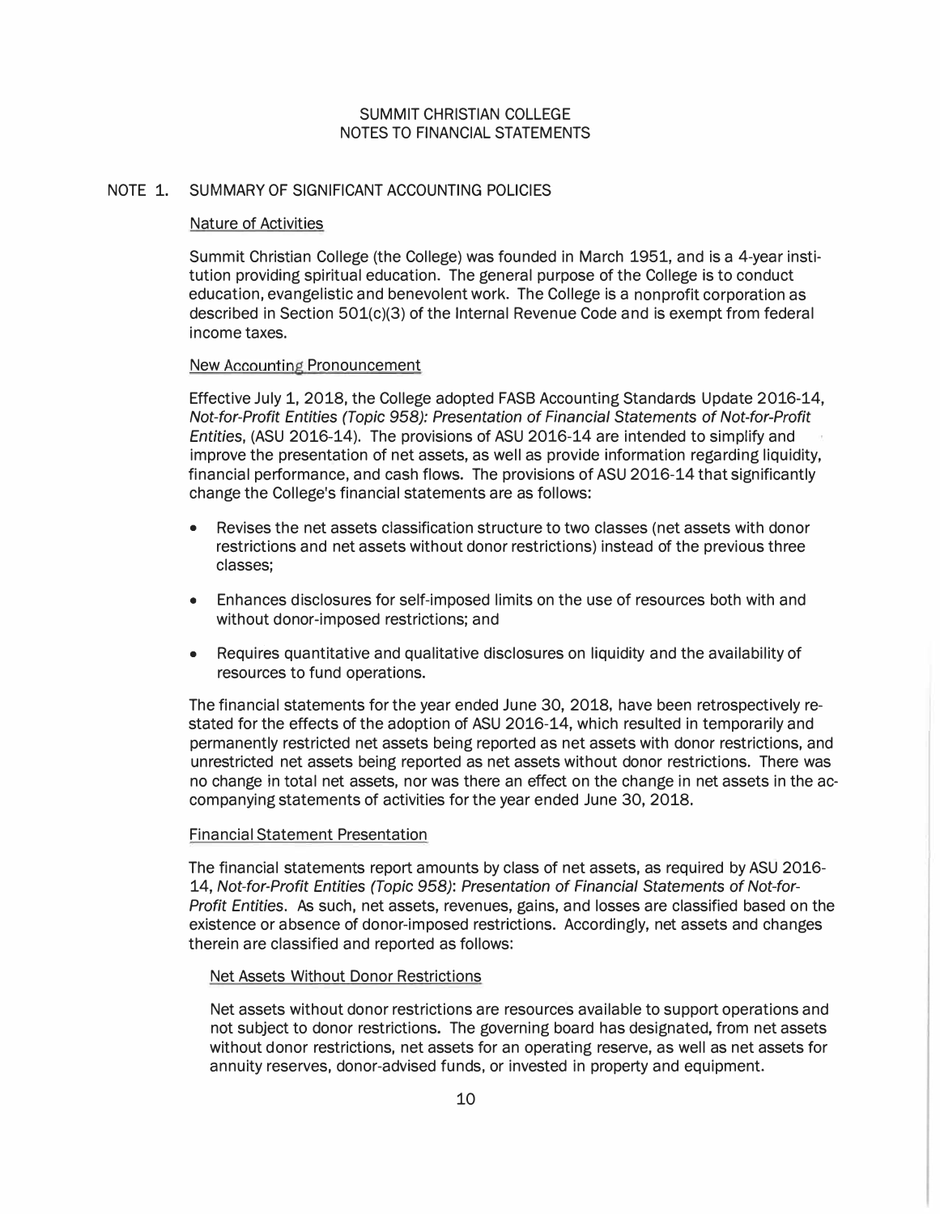# SUMMIT CHRISTIAN COLLEGE
# NOTES TO FINANCIAL STATEMENTS

## NOTE 1. SUMMARY OF SIGNIFICANT ACCOUNTING POLICIES

### Nature of Activities

Summit Christian College (the College) was founded in March 1951, and is a 4-year institution providing spiritual education. The general purpose of the College is to conduct education, evangelistic and benevolent work. The College is a nonprofit corporation as described in Section 501(c)(3) of the Internal Revenue Code and is exempt from federal income taxes.

### New Accounting Pronouncement

Effective July 1, 2018, the College adopted FASB Accounting Standards Update 2016-14, *Not-for-Profit Entities (Topic 958): Presentation of Financial Statements of Not-for-Profit Entities*, (ASU 2016-14). The provisions of ASU 2016-14 are intended to simplify and improve the presentation of net assets, as well as provide information regarding liquidity, financial performance, and cash flows. The provisions of ASU 2016-14 that significantly change the College's financial statements are as follows:

- Revises the net assets classification structure to two classes (net assets with donor restrictions and net assets without donor restrictions) instead of the previous three classes;
- Enhances disclosures for self-imposed limits on the use of resources both with and without donor-imposed restrictions; and
- Requires quantitative and qualitative disclosures on liquidity and the availability of resources to fund operations.

The financial statements for the year ended June 30, 2018, have been retrospectively restated for the effects of the adoption of ASU 2016-14, which resulted in temporarily and permanently restricted net assets being reported as net assets with donor restrictions, and unrestricted net assets being reported as net assets without donor restrictions. There was no change in total net assets, nor was there an effect on the change in net assets in the accompanying statements of activities for the year ended June 30, 2018.

### Financial Statement Presentation

The financial statements report amounts by class of net assets, as required by ASU 2016-14, *Not-for-Profit Entities (Topic 958): Presentation of Financial Statements of Not-for-Profit Entities*. As such, net assets, revenues, gains, and losses are classified based on the existence or absence of donor-imposed restrictions. Accordingly, net assets and changes therein are classified and reported as follows:

#### Net Assets Without Donor Restrictions

Net assets without donor restrictions are resources available to support operations and not subject to donor restrictions. The governing board has designated, from net assets without donor restrictions, net assets for an operating reserve, as well as net assets for annuity reserves, donor-advised funds, or invested in property and equipment.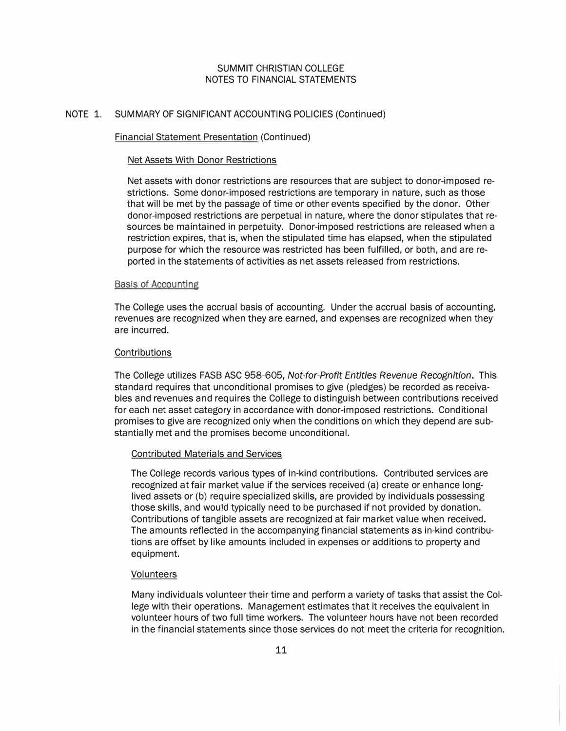# SUMMIT CHRISTIAN COLLEGE
# NOTES TO FINANCIAL STATEMENTS

## NOTE 1. SUMMARY OF SIGNIFICANT ACCOUNTING POLICIES (Continued)

### Financial Statement Presentation (Continued)

#### Net Assets With Donor Restrictions

Net assets with donor restrictions are resources that are subject to donor-imposed restrictions. Some donor-imposed restrictions are temporary in nature, such as those that will be met by the passage of time or other events specified by the donor. Other donor-imposed restrictions are perpetual in nature, where the donor stipulates that resources be maintained in perpetuity. Donor-imposed restrictions are released when a restriction expires, that is, when the stipulated time has elapsed, when the stipulated purpose for which the resource was restricted has been fulfilled, or both, and are reported in the statements of activities as net assets released from restrictions.

### Basis of Accounting

The College uses the accrual basis of accounting. Under the accrual basis of accounting, revenues are recognized when they are earned, and expenses are recognized when they are incurred.

### Contributions

The College utilizes FASB ASC 958-605, *Not-for-Profit Entities Revenue Recognition*. This standard requires that unconditional promises to give (pledges) be recorded as receivables and revenues and requires the College to distinguish between contributions received for each net asset category in accordance with donor-imposed restrictions. Conditional promises to give are recognized only when the conditions on which they depend are substantially met and the promises become unconditional.

#### Contributed Materials and Services

The College records various types of in-kind contributions. Contributed services are recognized at fair market value if the services received (a) create or enhance long-lived assets or (b) require specialized skills, are provided by individuals possessing those skills, and would typically need to be purchased if not provided by donation. Contributions of tangible assets are recognized at fair market value when received. The amounts reflected in the accompanying financial statements as in-kind contributions are offset by like amounts included in expenses or additions to property and equipment.

#### Volunteers

Many individuals volunteer their time and perform a variety of tasks that assist the College with their operations. Management estimates that it receives the equivalent in volunteer hours of two full time workers. The volunteer hours have not been recorded in the financial statements since those services do not meet the criteria for recognition.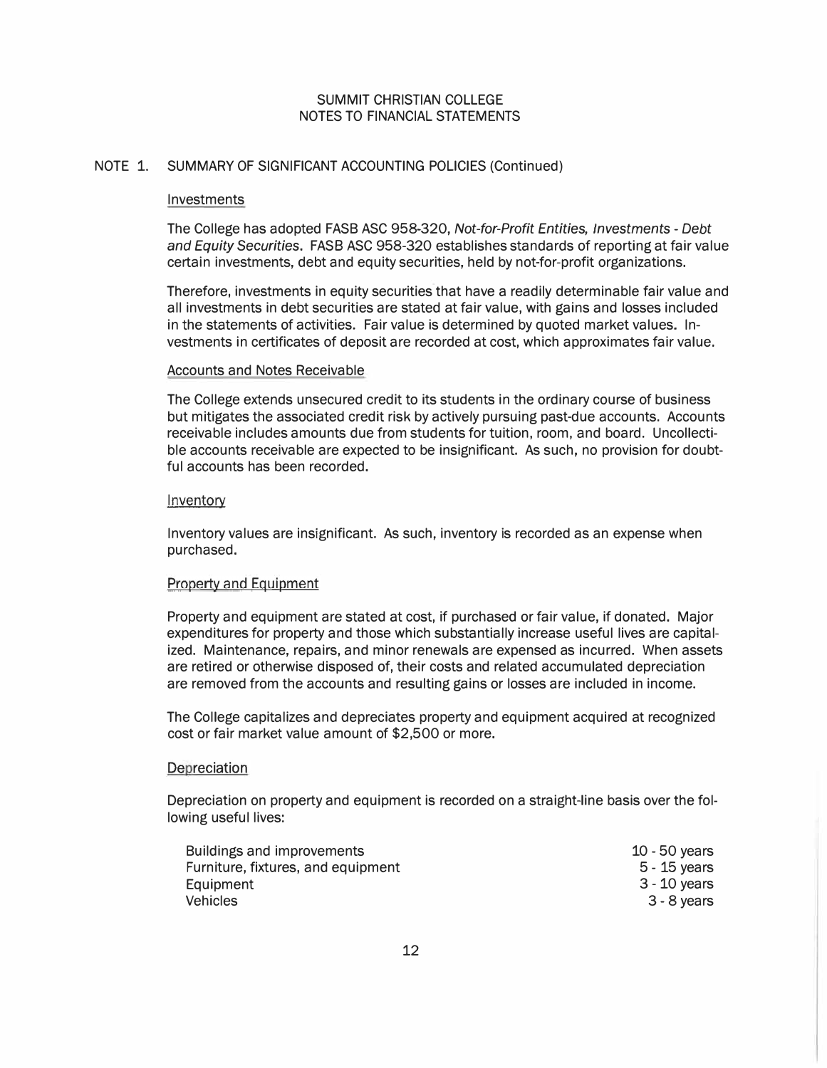SUMMIT CHRISTIAN COLLEGE
NOTES TO FINANCIAL STATEMENTS

## NOTE 1. SUMMARY OF SIGNIFICANT ACCOUNTING POLICIES (Continued)

### Investments

The College has adopted FASB ASC 958-320, *Not-for-Profit Entities, Investments - Debt and Equity Securities*. FASB ASC 958-320 establishes standards of reporting at fair value certain investments, debt and equity securities, held by not-for-profit organizations.

Therefore, investments in equity securities that have a readily determinable fair value and all investments in debt securities are stated at fair value, with gains and losses included in the statements of activities. Fair value is determined by quoted market values. Investments in certificates of deposit are recorded at cost, which approximates fair value.

### Accounts and Notes Receivable

The College extends unsecured credit to its students in the ordinary course of business but mitigates the associated credit risk by actively pursuing past-due accounts. Accounts receivable includes amounts due from students for tuition, room, and board. Uncollectible accounts receivable are expected to be insignificant. As such, no provision for doubtful accounts has been recorded.

### Inventory

Inventory values are insignificant. As such, inventory is recorded as an expense when purchased.

### Property and Equipment

Property and equipment are stated at cost, if purchased or fair value, if donated. Major expenditures for property and those which substantially increase useful lives are capitalized. Maintenance, repairs, and minor renewals are expensed as incurred. When assets are retired or otherwise disposed of, their costs and related accumulated depreciation are removed from the accounts and resulting gains or losses are included in income.

The College capitalizes and depreciates property and equipment acquired at recognized cost or fair market value amount of $2,500 or more.

### Depreciation

Depreciation on property and equipment is recorded on a straight-line basis over the following useful lives:

| | |
|---|---|
| Buildings and improvements | 10 - 50 years |
| Furniture, fixtures, and equipment | 5 - 15 years |
| Equipment | 3 - 10 years |
| Vehicles | 3 - 8 years |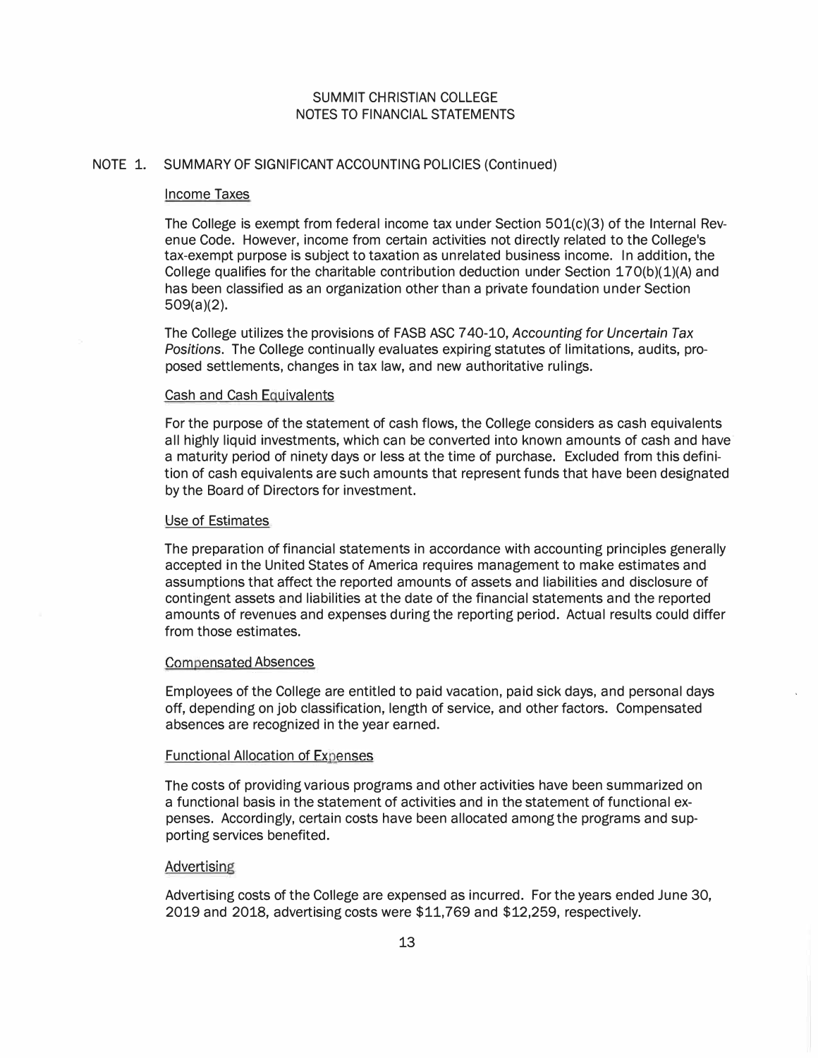# SUMMIT CHRISTIAN COLLEGE
# NOTES TO FINANCIAL STATEMENTS

## NOTE 1. SUMMARY OF SIGNIFICANT ACCOUNTING POLICIES (Continued)

### Income Taxes

The College is exempt from federal income tax under Section 501(c)(3) of the Internal Revenue Code. However, income from certain activities not directly related to the College's tax-exempt purpose is subject to taxation as unrelated business income. In addition, the College qualifies for the charitable contribution deduction under Section 170(b)(1)(A) and has been classified as an organization other than a private foundation under Section 509(a)(2).

The College utilizes the provisions of FASB ASC 740-10, *Accounting for Uncertain Tax Positions*. The College continually evaluates expiring statutes of limitations, audits, proposed settlements, changes in tax law, and new authoritative rulings.

### Cash and Cash Equivalents

For the purpose of the statement of cash flows, the College considers as cash equivalents all highly liquid investments, which can be converted into known amounts of cash and have a maturity period of ninety days or less at the time of purchase. Excluded from this definition of cash equivalents are such amounts that represent funds that have been designated by the Board of Directors for investment.

### Use of Estimates

The preparation of financial statements in accordance with accounting principles generally accepted in the United States of America requires management to make estimates and assumptions that affect the reported amounts of assets and liabilities and disclosure of contingent assets and liabilities at the date of the financial statements and the reported amounts of revenues and expenses during the reporting period. Actual results could differ from those estimates.

### Compensated Absences

Employees of the College are entitled to paid vacation, paid sick days, and personal days off, depending on job classification, length of service, and other factors. Compensated absences are recognized in the year earned.

### Functional Allocation of Expenses

The costs of providing various programs and other activities have been summarized on a functional basis in the statement of activities and in the statement of functional expenses. Accordingly, certain costs have been allocated among the programs and supporting services benefited.

### Advertising

Advertising costs of the College are expensed as incurred. For the years ended June 30, 2019 and 2018, advertising costs were $11,769 and $12,259, respectively.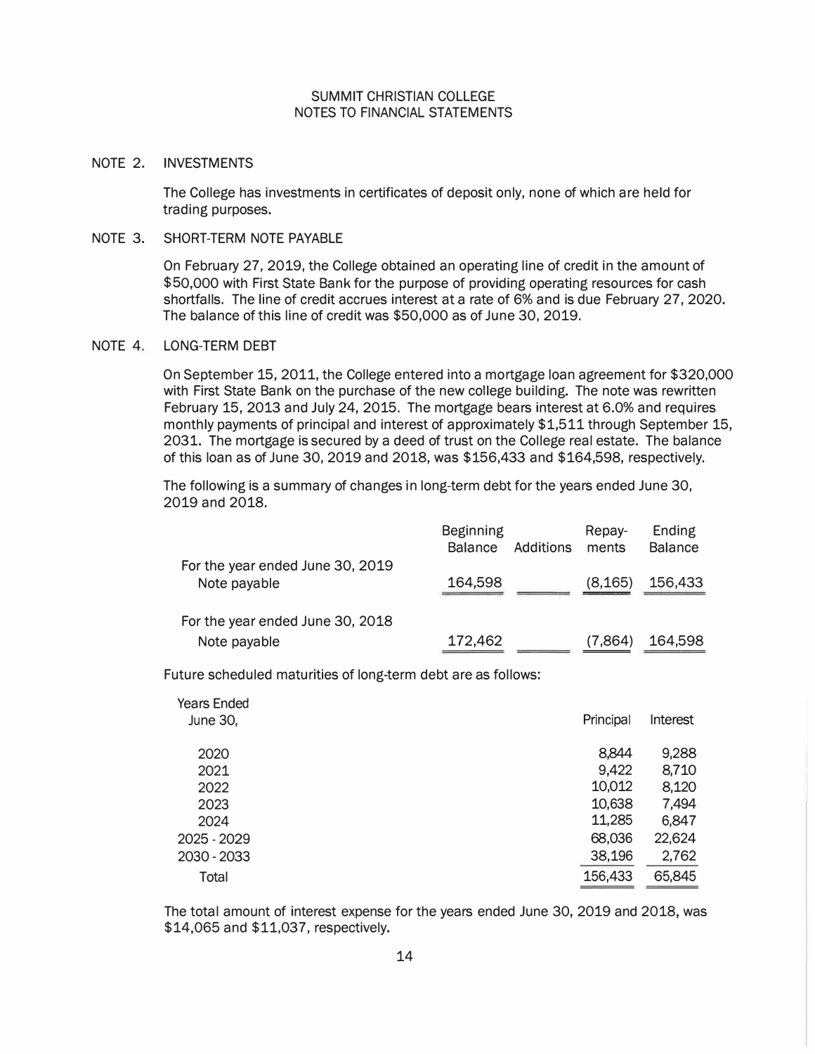# SUMMIT CHRISTIAN COLLEGE
## NOTES TO FINANCIAL STATEMENTS

### NOTE 2. INVESTMENTS

The College has investments in certificates of deposit only, none of which are held for trading purposes.

### NOTE 3. SHORT-TERM NOTE PAYABLE

On February 27, 2019, the College obtained an operating line of credit in the amount of $50,000 with First State Bank for the purpose of providing operating resources for cash shortfalls. The line of credit accrues interest at a rate of 6% and is due February 27, 2020. The balance of this line of credit was $50,000 as of June 30, 2019.

### NOTE 4. LONG-TERM DEBT

On September 15, 2011, the College entered into a mortgage loan agreement for $320,000 with First State Bank on the purchase of the new college building. The note was rewritten February 15, 2013 and July 24, 2015. The mortgage bears interest at 6.0% and requires monthly payments of principal and interest of approximately $1,511 through September 15, 2031. The mortgage is secured by a deed of trust on the College real estate. The balance of this loan as of June 30, 2019 and 2018, was $156,433 and $164,598, respectively.

The following is a summary of changes in long-term debt for the years ended June 30, 2019 and 2018.

| | Beginning Balance | Additions | Repay-ments | Ending Balance |
|---|---|---|---|---|
| For the year ended June 30, 2019 | | | | |
| Note payable | 164,598 | | (8,165) | 156,433 |
| For the year ended June 30, 2018 | | | | |
| Note payable | 172,462 | | (7,864) | 164,598 |

Future scheduled maturities of long-term debt are as follows:

| Years Ended June 30, | Principal | Interest |
|---|---|---|
| 2020 | 8,844 | 9,288 |
| 2021 | 9,422 | 8,710 |
| 2022 | 10,012 | 8,120 |
| 2023 | 10,638 | 7,494 |
| 2024 | 11,285 | 6,847 |
| 2025 - 2029 | 68,036 | 22,624 |
| 2030 - 2033 | 38,196 | 2,762 |
| Total | 156,433 | 65,845 |

The total amount of interest expense for the years ended June 30, 2019 and 2018, was $14,065 and $11,037, respectively.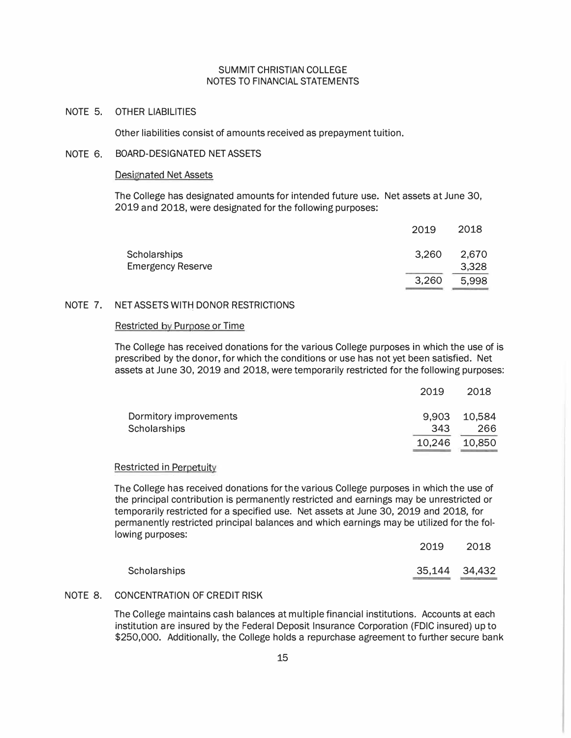# SUMMIT CHRISTIAN COLLEGE
# NOTES TO FINANCIAL STATEMENTS

## NOTE 5. OTHER LIABILITIES

Other liabilities consist of amounts received as prepayment tuition.

## NOTE 6. BOARD-DESIGNATED NET ASSETS

### Designated Net Assets

The College has designated amounts for intended future use. Net assets at June 30, 2019 and 2018, were designated for the following purposes:

| | 2019 | 2018 |
|---|---|---|
| Scholarships | 3,260 | 2,670 |
| Emergency Reserve | | 3,328 |
| | 3,260 | 5,998 |

## NOTE 7. NET ASSETS WITH DONOR RESTRICTIONS

### Restricted by Purpose or Time

The College has received donations for the various College purposes in which the use of is prescribed by the donor, for which the conditions or use has not yet been satisfied. Net assets at June 30, 2019 and 2018, were temporarily restricted for the following purposes:

| | 2019 | 2018 |
|---|---|---|
| Dormitory improvements | 9,903 | 10,584 |
| Scholarships | 343 | 266 |
| | 10,246 | 10,850 |

### Restricted in Perpetuity

The College has received donations for the various College purposes in which the use of the principal contribution is permanently restricted and earnings may be unrestricted or temporarily restricted for a specified use. Net assets at June 30, 2019 and 2018, for permanently restricted principal balances and which earnings may be utilized for the following purposes:

| | 2019 | 2018 |
|---|---|---|
| Scholarships | 35,144 | 34,432 |

## NOTE 8. CONCENTRATION OF CREDIT RISK

The College maintains cash balances at multiple financial institutions. Accounts at each institution are insured by the Federal Deposit Insurance Corporation (FDIC insured) up to $250,000. Additionally, the College holds a repurchase agreement to further secure bank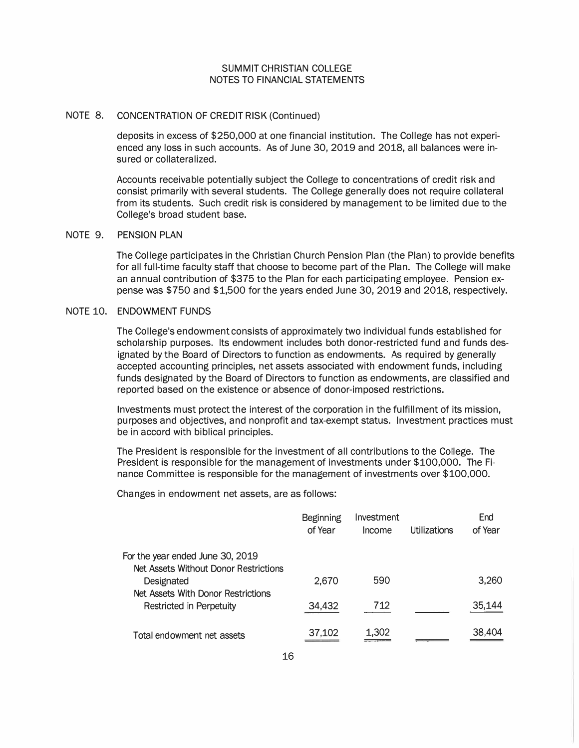## NOTE 8. CONCENTRATION OF CREDIT RISK (Continued)

deposits in excess of $250,000 at one financial institution. The College has not experienced any loss in such accounts. As of June 30, 2019 and 2018, all balances were insured or collateralized.

Accounts receivable potentially subject the College to concentrations of credit risk and consist primarily with several students. The College generally does not require collateral from its students. Such credit risk is considered by management to be limited due to the College's broad student base.

## NOTE 9. PENSION PLAN

The College participates in the Christian Church Pension Plan (the Plan) to provide benefits for all full-time faculty staff that choose to become part of the Plan. The College will make an annual contribution of $375 to the Plan for each participating employee. Pension expense was $750 and $1,500 for the years ended June 30, 2019 and 2018, respectively.

## NOTE 10. ENDOWMENT FUNDS

The College's endowment consists of approximately two individual funds established for scholarship purposes. Its endowment includes both donor-restricted fund and funds designated by the Board of Directors to function as endowments. As required by generally accepted accounting principles, net assets associated with endowment funds, including funds designated by the Board of Directors to function as endowments, are classified and reported based on the existence or absence of donor-imposed restrictions.

Investments must protect the interest of the corporation in the fulfillment of its mission, purposes and objectives, and nonprofit and tax-exempt status. Investment practices must be in accord with biblical principles.

The President is responsible for the investment of all contributions to the College. The President is responsible for the management of investments under $100,000. The Finance Committee is responsible for the management of investments over $100,000.

Changes in endowment net assets, are as follows:

| | Beginning of Year | Investment Income | Utilizations | End of Year |
|---|---|---|---|---|
| For the year ended June 30, 2019 | | | | |
| Net Assets Without Donor Restrictions | | | | |
| Designated | 2,670 | 590 | | 3,260 |
| Net Assets With Donor Restrictions | | | | |
| Restricted in Perpetuity | 34,432 | 712 | | 35,144 |
| Total endowment net assets | 37,102 | 1,302 | | 38,404 |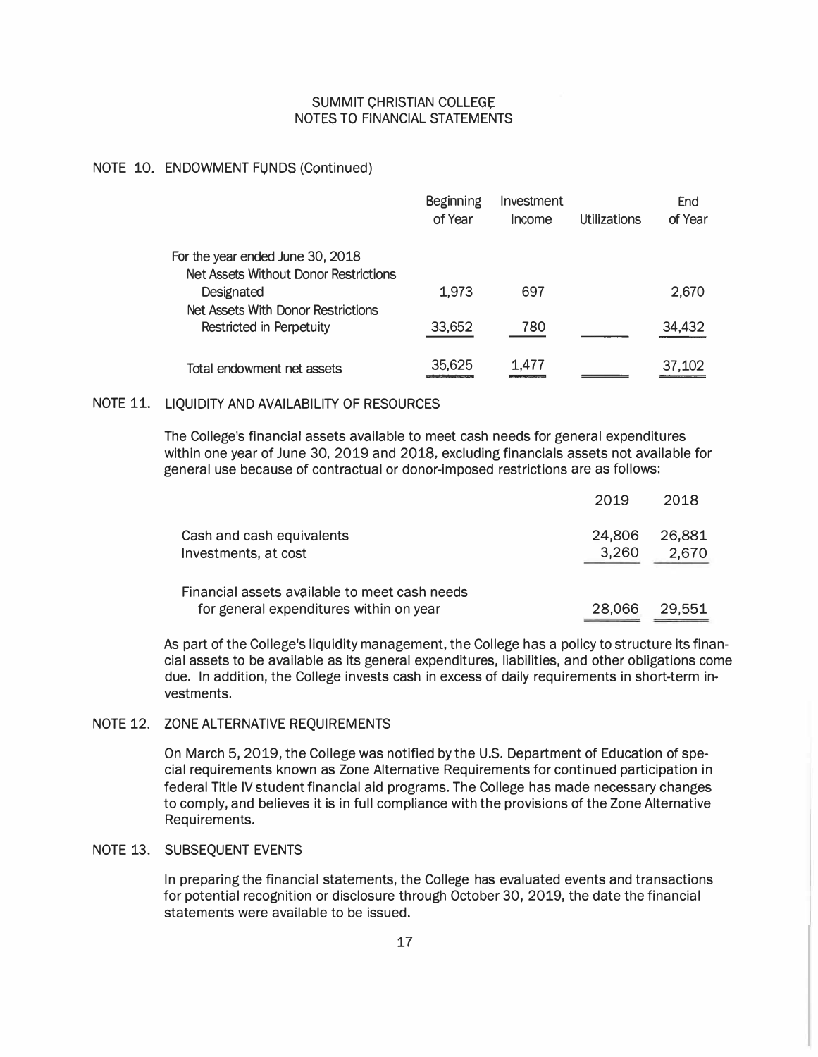## NOTE 10. ENDOWMENT FUNDS (Continued)

| | Beginning of Year | Investment Income | Utilizations | End of Year |
|---|---|---|---|---|
| For the year ended June 30, 2018 | | | | |
| Net Assets Without Donor Restrictions | | | | |
| Designated | 1,973 | 697 | | 2,670 |
| Net Assets With Donor Restrictions | | | | |
| Restricted in Perpetuity | 33,652 | 780 | | 34,432 |
| Total endowment net assets | 35,625 | 1,477 | | 37,102 |

## NOTE 11. LIQUIDITY AND AVAILABILITY OF RESOURCES

The College's financial assets available to meet cash needs for general expenditures within one year of June 30, 2019 and 2018, excluding financials assets not available for general use because of contractual or donor-imposed restrictions are as follows:

| | 2019 | 2018 |
|---|---|---|
| Cash and cash equivalents | 24,806 | 26,881 |
| Investments, at cost | 3,260 | 2,670 |
| Financial assets available to meet cash needs for general expenditures within on year | 28,066 | 29,551 |

As part of the College's liquidity management, the College has a policy to structure its financial assets to be available as its general expenditures, liabilities, and other obligations come due. In addition, the College invests cash in excess of daily requirements in short-term investments.

## NOTE 12. ZONE ALTERNATIVE REQUIREMENTS

On March 5, 2019, the College was notified by the U.S. Department of Education of special requirements known as Zone Alternative Requirements for continued participation in federal Title IV student financial aid programs. The College has made necessary changes to comply, and believes it is in full compliance with the provisions of the Zone Alternative Requirements.

## NOTE 13. SUBSEQUENT EVENTS

In preparing the financial statements, the College has evaluated events and transactions for potential recognition or disclosure through October 30, 2019, the date the financial statements were available to be issued.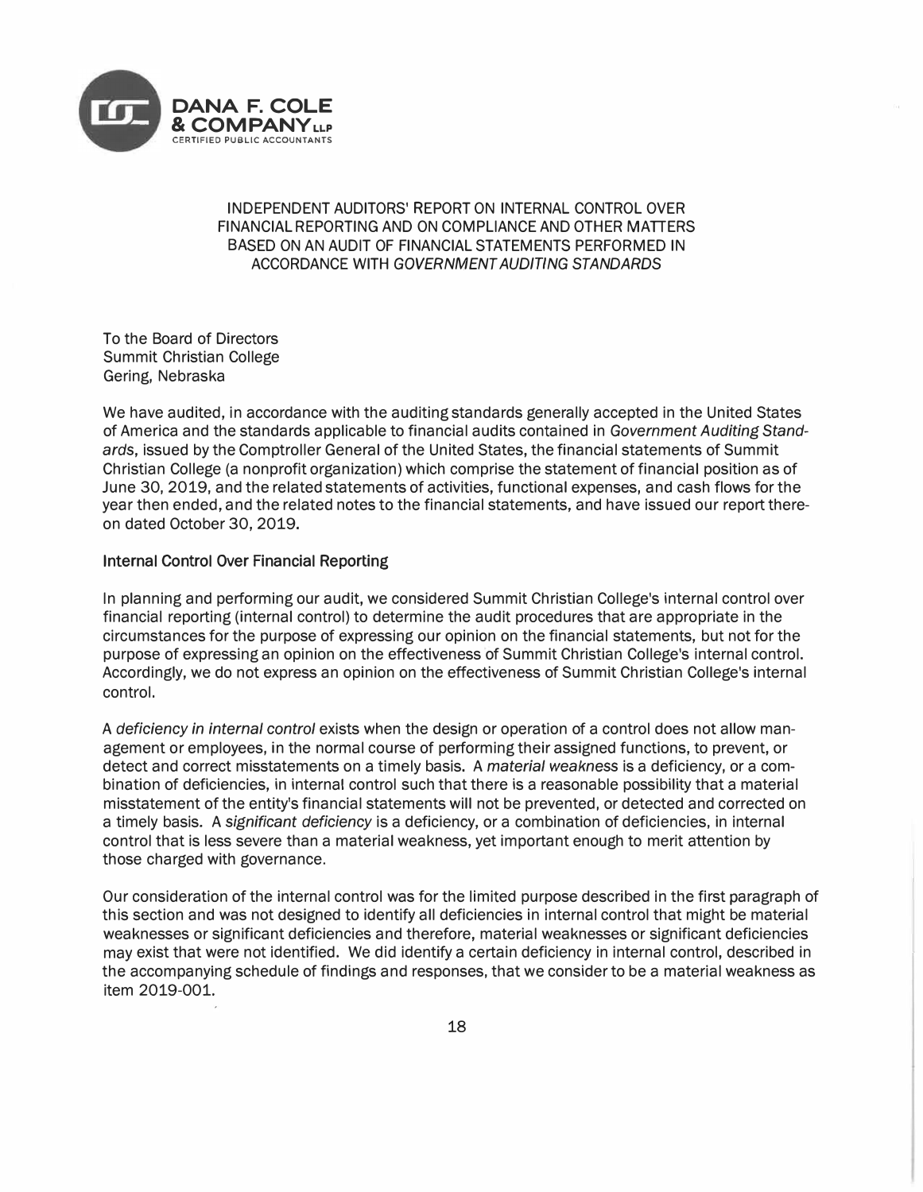**DANA F. COLE & COMPANY LLP**
CERTIFIED PUBLIC ACCOUNTANTS

# INDEPENDENT AUDITORS' REPORT ON INTERNAL CONTROL OVER FINANCIAL REPORTING AND ON COMPLIANCE AND OTHER MATTERS BASED ON AN AUDIT OF FINANCIAL STATEMENTS PERFORMED IN ACCORDANCE WITH *GOVERNMENT AUDITING STANDARDS*

To the Board of Directors
Summit Christian College
Gering, Nebraska

We have audited, in accordance with the auditing standards generally accepted in the United States of America and the standards applicable to financial audits contained in *Government Auditing Standards*, issued by the Comptroller General of the United States, the financial statements of Summit Christian College (a nonprofit organization) which comprise the statement of financial position as of June 30, 2019, and the related statements of activities, functional expenses, and cash flows for the year then ended, and the related notes to the financial statements, and have issued our report thereon dated October 30, 2019.

## Internal Control Over Financial Reporting

In planning and performing our audit, we considered Summit Christian College's internal control over financial reporting (internal control) to determine the audit procedures that are appropriate in the circumstances for the purpose of expressing our opinion on the financial statements, but not for the purpose of expressing an opinion on the effectiveness of Summit Christian College's internal control. Accordingly, we do not express an opinion on the effectiveness of Summit Christian College's internal control.

A *deficiency in internal control* exists when the design or operation of a control does not allow management or employees, in the normal course of performing their assigned functions, to prevent, or detect and correct misstatements on a timely basis. A *material weakness* is a deficiency, or a combination of deficiencies, in internal control such that there is a reasonable possibility that a material misstatement of the entity's financial statements will not be prevented, or detected and corrected on a timely basis. A *significant deficiency* is a deficiency, or a combination of deficiencies, in internal control that is less severe than a material weakness, yet important enough to merit attention by those charged with governance.

Our consideration of the internal control was for the limited purpose described in the first paragraph of this section and was not designed to identify all deficiencies in internal control that might be material weaknesses or significant deficiencies and therefore, material weaknesses or significant deficiencies may exist that were not identified. We did identify a certain deficiency in internal control, described in the accompanying schedule of findings and responses, that we consider to be a material weakness as item 2019-001.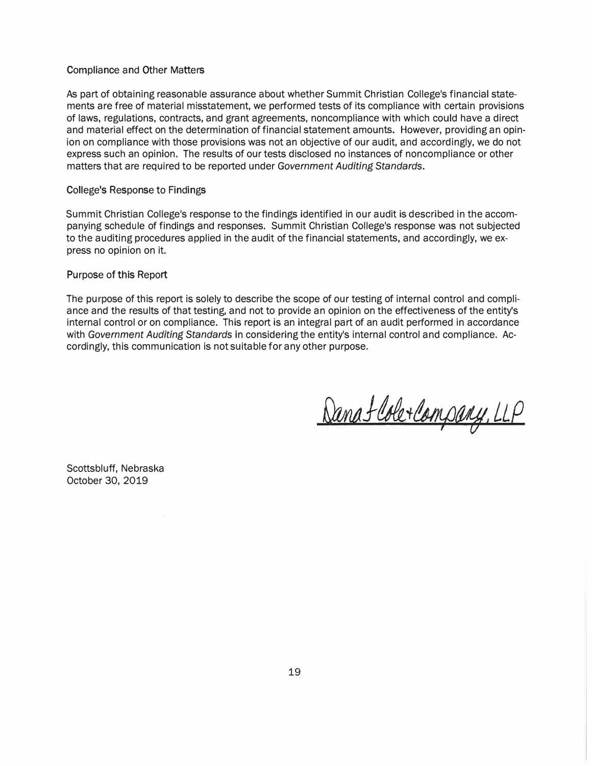### Compliance and Other Matters

As part of obtaining reasonable assurance about whether Summit Christian College's financial statements are free of material misstatement, we performed tests of its compliance with certain provisions of laws, regulations, contracts, and grant agreements, noncompliance with which could have a direct and material effect on the determination of financial statement amounts. However, providing an opinion on compliance with those provisions was not an objective of our audit, and accordingly, we do not express such an opinion. The results of our tests disclosed no instances of noncompliance or other matters that are required to be reported under *Government Auditing Standards*.

### College's Response to Findings

Summit Christian College's response to the findings identified in our audit is described in the accompanying schedule of findings and responses. Summit Christian College's response was not subjected to the auditing procedures applied in the audit of the financial statements, and accordingly, we express no opinion on it.

### Purpose of this Report

The purpose of this report is solely to describe the scope of our testing of internal control and compliance and the results of that testing, and not to provide an opinion on the effectiveness of the entity's internal control or on compliance. This report is an integral part of an audit performed in accordance with *Government Auditing Standards* in considering the entity's internal control and compliance. Accordingly, this communication is not suitable for any other purpose.

Dana F. Cole + Company, LLP

Scottsbluff, Nebraska
October 30, 2019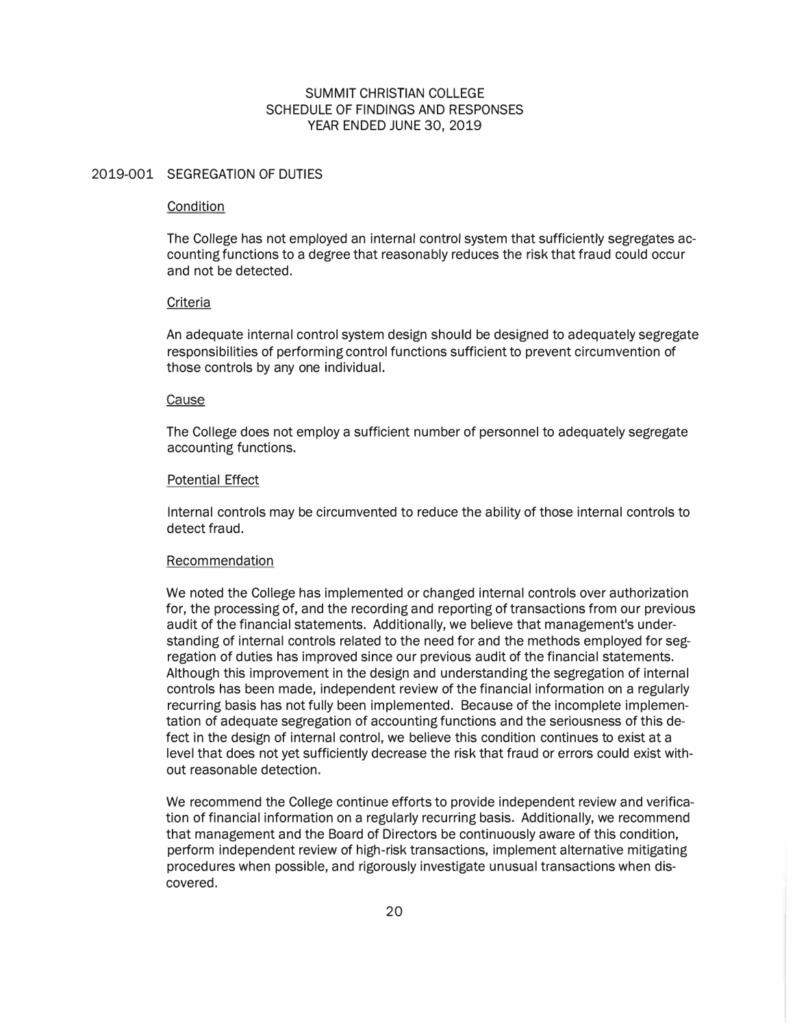# SUMMIT CHRISTIAN COLLEGE
## SCHEDULE OF FINDINGS AND RESPONSES
### YEAR ENDED JUNE 30, 2019

## 2019-001 SEGREGATION OF DUTIES

### Condition

The College has not employed an internal control system that sufficiently segregates accounting functions to a degree that reasonably reduces the risk that fraud could occur and not be detected.

### Criteria

An adequate internal control system design should be designed to adequately segregate responsibilities of performing control functions sufficient to prevent circumvention of those controls by any one individual.

### Cause

The College does not employ a sufficient number of personnel to adequately segregate accounting functions.

### Potential Effect

Internal controls may be circumvented to reduce the ability of those internal controls to detect fraud.

### Recommendation

We noted the College has implemented or changed internal controls over authorization for, the processing of, and the recording and reporting of transactions from our previous audit of the financial statements. Additionally, we believe that management's understanding of internal controls related to the need for and the methods employed for segregation of duties has improved since our previous audit of the financial statements. Although this improvement in the design and understanding the segregation of internal controls has been made, independent review of the financial information on a regularly recurring basis has not fully been implemented. Because of the incomplete implementation of adequate segregation of accounting functions and the seriousness of this defect in the design of internal control, we believe this condition continues to exist at a level that does not yet sufficiently decrease the risk that fraud or errors could exist without reasonable detection.

We recommend the College continue efforts to provide independent review and verification of financial information on a regularly recurring basis. Additionally, we recommend that management and the Board of Directors be continuously aware of this condition, perform independent review of high-risk transactions, implement alternative mitigating procedures when possible, and rigorously investigate unusual transactions when discovered.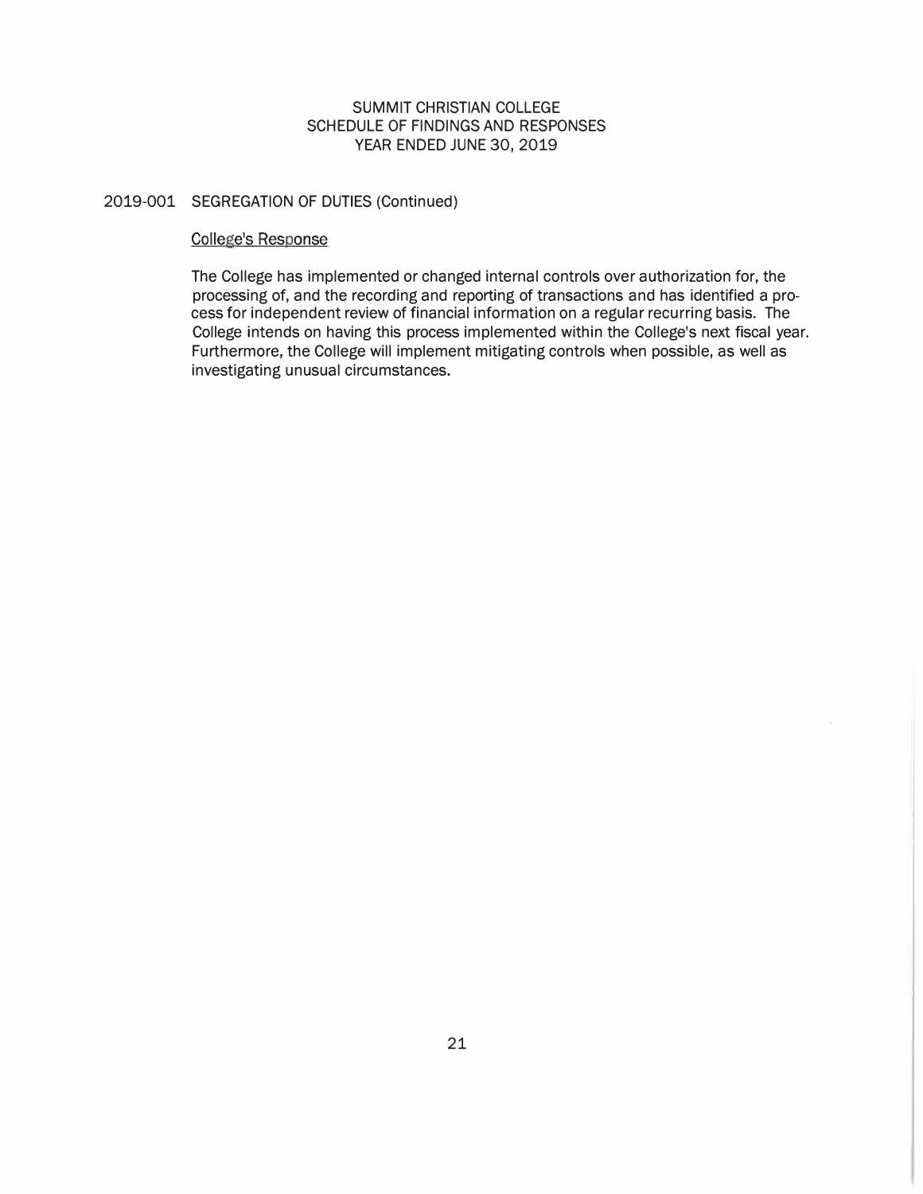# SUMMIT CHRISTIAN COLLEGE
# SCHEDULE OF FINDINGS AND RESPONSES
# YEAR ENDED JUNE 30, 2019

## 2019-001 SEGREGATION OF DUTIES (Continued)

College's Response

The College has implemented or changed internal controls over authorization for, the processing of, and the recording and reporting of transactions and has identified a process for independent review of financial information on a regular recurring basis. The College intends on having this process implemented within the College's next fiscal year. Furthermore, the College will implement mitigating controls when possible, as well as investigating unusual circumstances.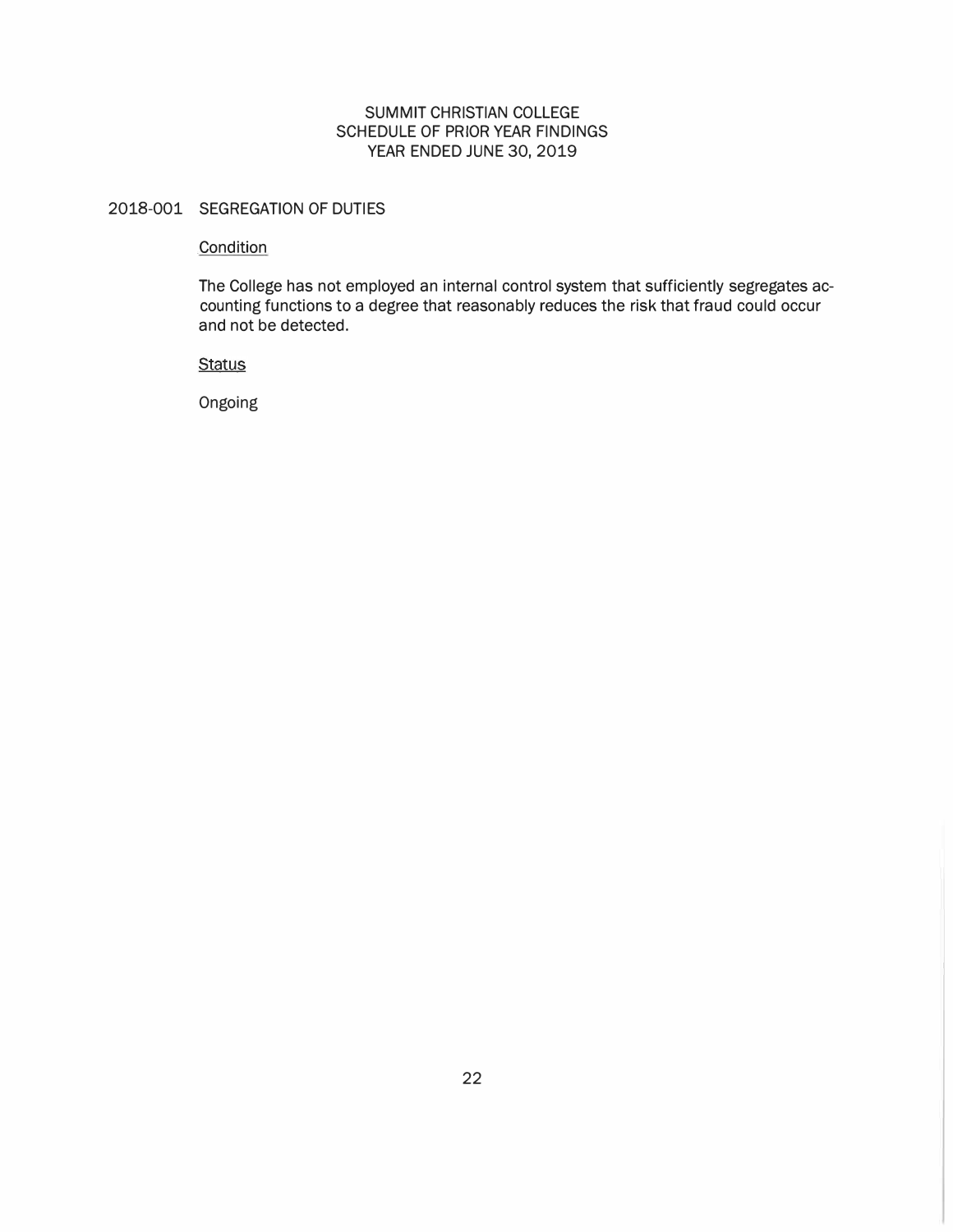# SUMMIT CHRISTIAN COLLEGE
## SCHEDULE OF PRIOR YEAR FINDINGS
## YEAR ENDED JUNE 30, 2019

### 2018-001 SEGREGATION OF DUTIES

Condition

The College has not employed an internal control system that sufficiently segregates accounting functions to a degree that reasonably reduces the risk that fraud could occur and not be detected.

Status

Ongoing